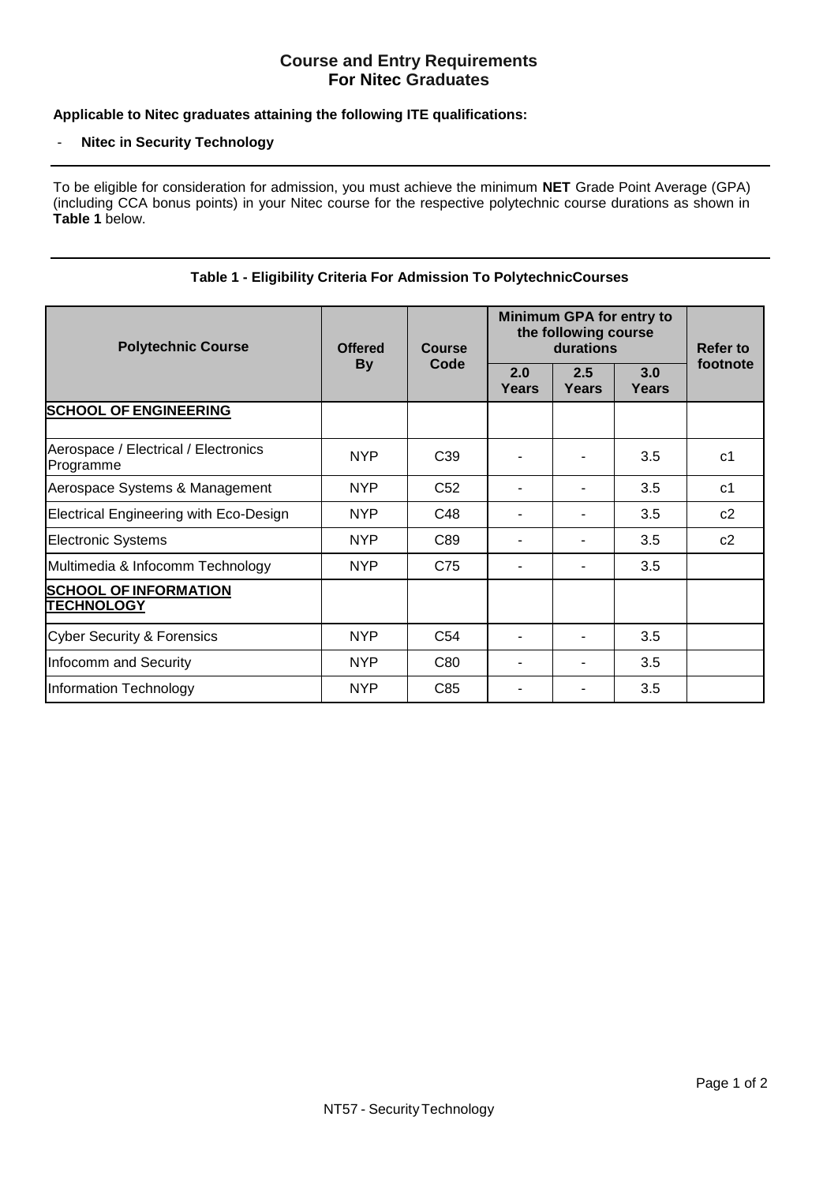# Course and Entry Requirements
# For Nitec Graduates

**Applicable to Nitec graduates attaining the following ITE qualifications:**

- **Nitec in Security Technology**

---

To be eligible for consideration for admission, you must achieve the minimum **NET** Grade Point Average (GPA) (including CCA bonus points) in your Nitec course for the respective polytechnic course durations as shown in **Table 1** below.

---

**Table 1 - Eligibility Criteria For Admission To PolytechnicCourses**

| Polytechnic Course | Offered By | Course Code | Minimum GPA for entry to the following course durations | | | Refer to footnote |
|---|---|---|---|---|---|---|
| | | | 2.0 Years | 2.5 Years | 3.0 Years | |
| **SCHOOL OF ENGINEERING** | | | | | | |
| Aerospace / Electrical / Electronics Programme | NYP | C39 | - | - | 3.5 | c1 |
| Aerospace Systems & Management | NYP | C52 | - | - | 3.5 | c1 |
| Electrical Engineering with Eco-Design | NYP | C48 | - | - | 3.5 | c2 |
| Electronic Systems | NYP | C89 | - | - | 3.5 | c2 |
| Multimedia & Infocomm Technology | NYP | C75 | - | - | 3.5 | |
| **SCHOOL OF INFORMATION TECHNOLOGY** | | | | | | |
| Cyber Security & Forensics | NYP | C54 | - | - | 3.5 | |
| Infocomm and Security | NYP | C80 | - | - | 3.5 | |
| Information Technology | NYP | C85 | - | - | 3.5 | |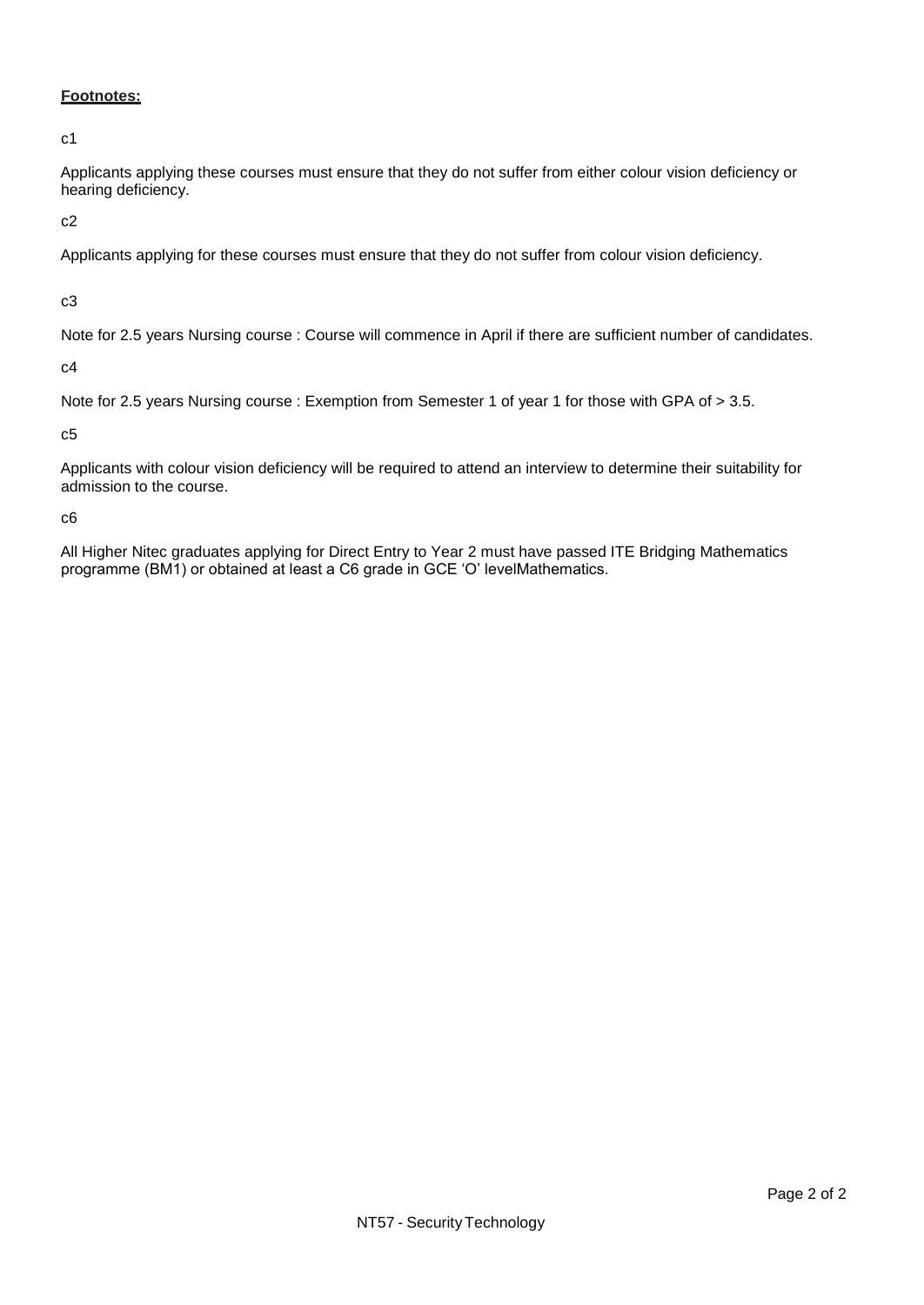**Footnotes:**

c1

Applicants applying these courses must ensure that they do not suffer from either colour vision deficiency or hearing deficiency.

c2

Applicants applying for these courses must ensure that they do not suffer from colour vision deficiency.

c3

Note for 2.5 years Nursing course : Course will commence in April if there are sufficient number of candidates.

c4

Note for 2.5 years Nursing course : Exemption from Semester 1 of year 1 for those with GPA of > 3.5.

c5

Applicants with colour vision deficiency will be required to attend an interview to determine their suitability for admission to the course.

c6

All Higher Nitec graduates applying for Direct Entry to Year 2 must have passed ITE Bridging Mathematics programme (BM1) or obtained at least a C6 grade in GCE 'O' levelMathematics.